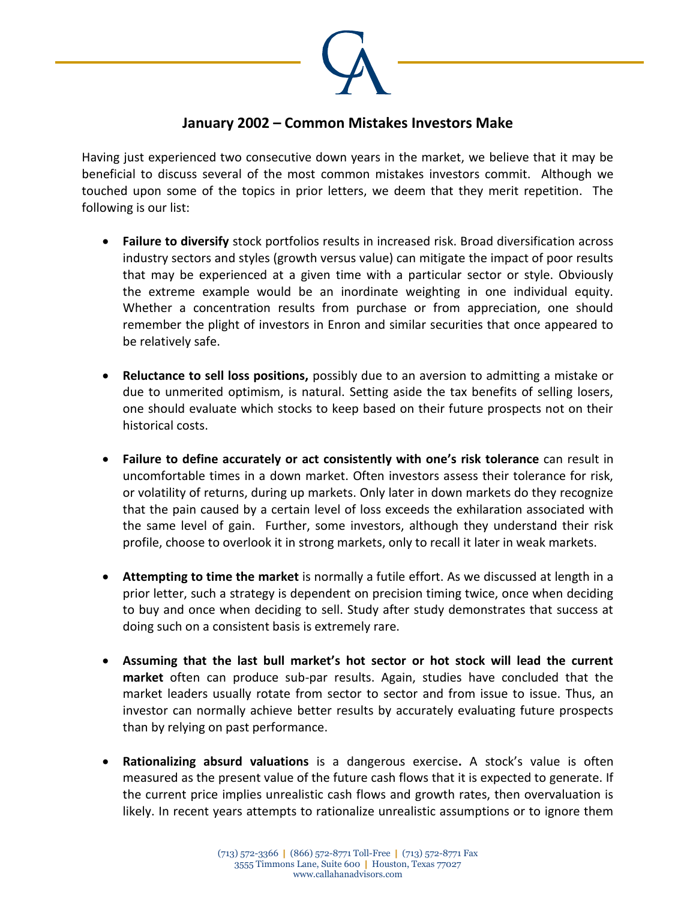# January 2002 – Common Mistakes Investors Make

Having just experienced two consecutive down years in the market, we believe that it may be beneficial to discuss several of the most common mistakes investors commit. Although we touched upon some of the topics in prior letters, we deem that they merit repetition. The following is our list:

- **Failure to diversify** stock portfolios results in increased risk. Broad diversification across industry sectors and styles (growth versus value) can mitigate the impact of poor results that may be experienced at a given time with a particular sector or style. Obviously the extreme example would be an inordinate weighting in one individual equity. Whether a concentration results from purchase or from appreciation, one should remember the plight of investors in Enron and similar securities that once appeared to be relatively safe.

- **Reluctance to sell loss positions,** possibly due to an aversion to admitting a mistake or due to unmerited optimism, is natural. Setting aside the tax benefits of selling losers, one should evaluate which stocks to keep based on their future prospects not on their historical costs.

- **Failure to define accurately or act consistently with one's risk tolerance** can result in uncomfortable times in a down market. Often investors assess their tolerance for risk, or volatility of returns, during up markets. Only later in down markets do they recognize that the pain caused by a certain level of loss exceeds the exhilaration associated with the same level of gain. Further, some investors, although they understand their risk profile, choose to overlook it in strong markets, only to recall it later in weak markets.

- **Attempting to time the market** is normally a futile effort. As we discussed at length in a prior letter, such a strategy is dependent on precision timing twice, once when deciding to buy and once when deciding to sell. Study after study demonstrates that success at doing such on a consistent basis is extremely rare.

- **Assuming that the last bull market's hot sector or hot stock will lead the current market** often can produce sub-par results. Again, studies have concluded that the market leaders usually rotate from sector to sector and from issue to issue. Thus, an investor can normally achieve better results by accurately evaluating future prospects than by relying on past performance.

- **Rationalizing absurd valuations** is a dangerous exercise**.** A stock's value is often measured as the present value of the future cash flows that it is expected to generate. If the current price implies unrealistic cash flows and growth rates, then overvaluation is likely. In recent years attempts to rationalize unrealistic assumptions or to ignore them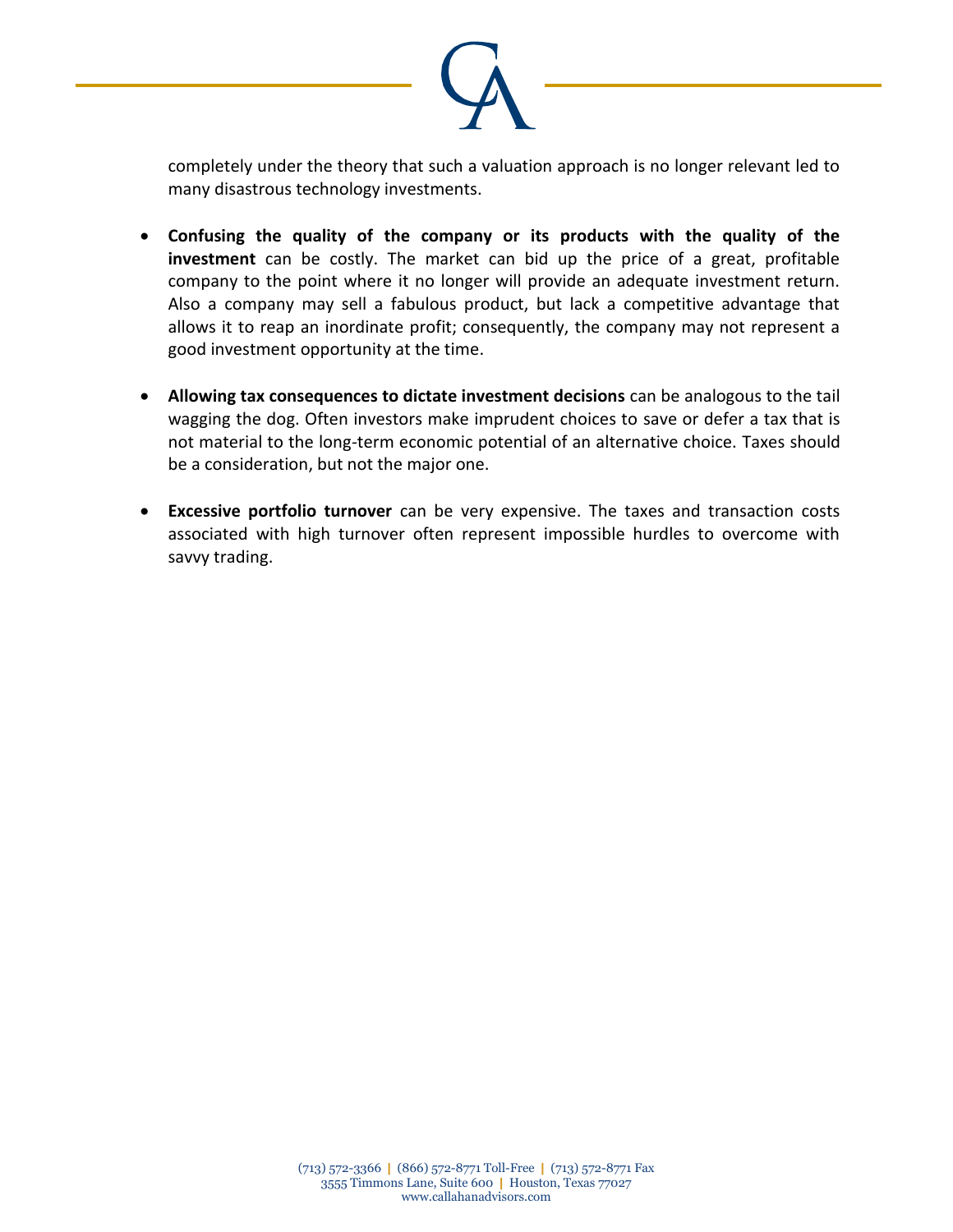completely under the theory that such a valuation approach is no longer relevant led to many disastrous technology investments.

- **Confusing the quality of the company or its products with the quality of the investment** can be costly. The market can bid up the price of a great, profitable company to the point where it no longer will provide an adequate investment return. Also a company may sell a fabulous product, but lack a competitive advantage that allows it to reap an inordinate profit; consequently, the company may not represent a good investment opportunity at the time.

- **Allowing tax consequences to dictate investment decisions** can be analogous to the tail wagging the dog. Often investors make imprudent choices to save or defer a tax that is not material to the long-term economic potential of an alternative choice. Taxes should be a consideration, but not the major one.

- **Excessive portfolio turnover** can be very expensive. The taxes and transaction costs associated with high turnover often represent impossible hurdles to overcome with savvy trading.